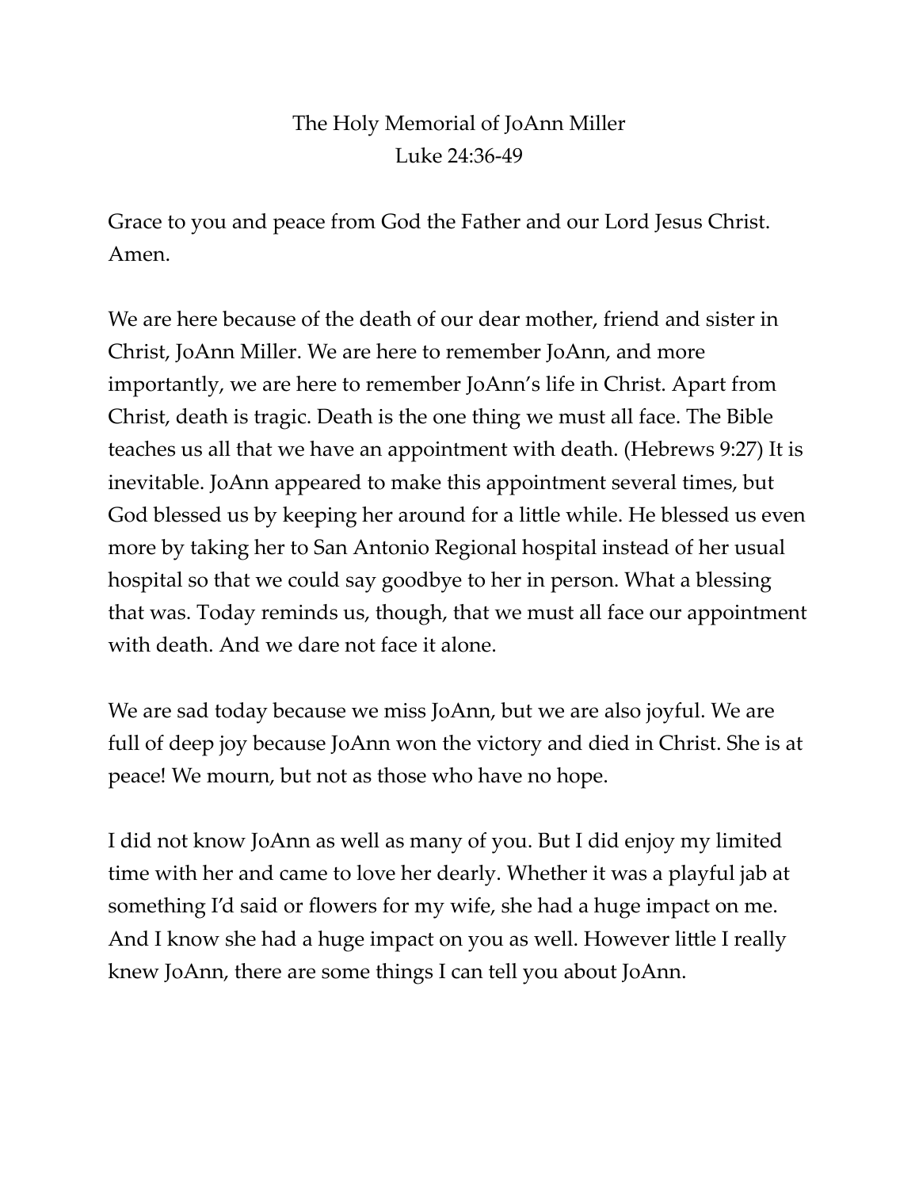# The Holy Memorial of JoAnn Miller

## Luke 24:36-49

Grace to you and peace from God the Father and our Lord Jesus Christ. Amen.

We are here because of the death of our dear mother, friend and sister in Christ, JoAnn Miller. We are here to remember JoAnn, and more importantly, we are here to remember JoAnn's life in Christ. Apart from Christ, death is tragic. Death is the one thing we must all face. The Bible teaches us all that we have an appointment with death. (Hebrews 9:27) It is inevitable. JoAnn appeared to make this appointment several times, but God blessed us by keeping her around for a little while. He blessed us even more by taking her to San Antonio Regional hospital instead of her usual hospital so that we could say goodbye to her in person. What a blessing that was. Today reminds us, though, that we must all face our appointment with death. And we dare not face it alone.

We are sad today because we miss JoAnn, but we are also joyful. We are full of deep joy because JoAnn won the victory and died in Christ. She is at peace! We mourn, but not as those who have no hope.

I did not know JoAnn as well as many of you. But I did enjoy my limited time with her and came to love her dearly. Whether it was a playful jab at something I'd said or flowers for my wife, she had a huge impact on me. And I know she had a huge impact on you as well. However little I really knew JoAnn, there are some things I can tell you about JoAnn.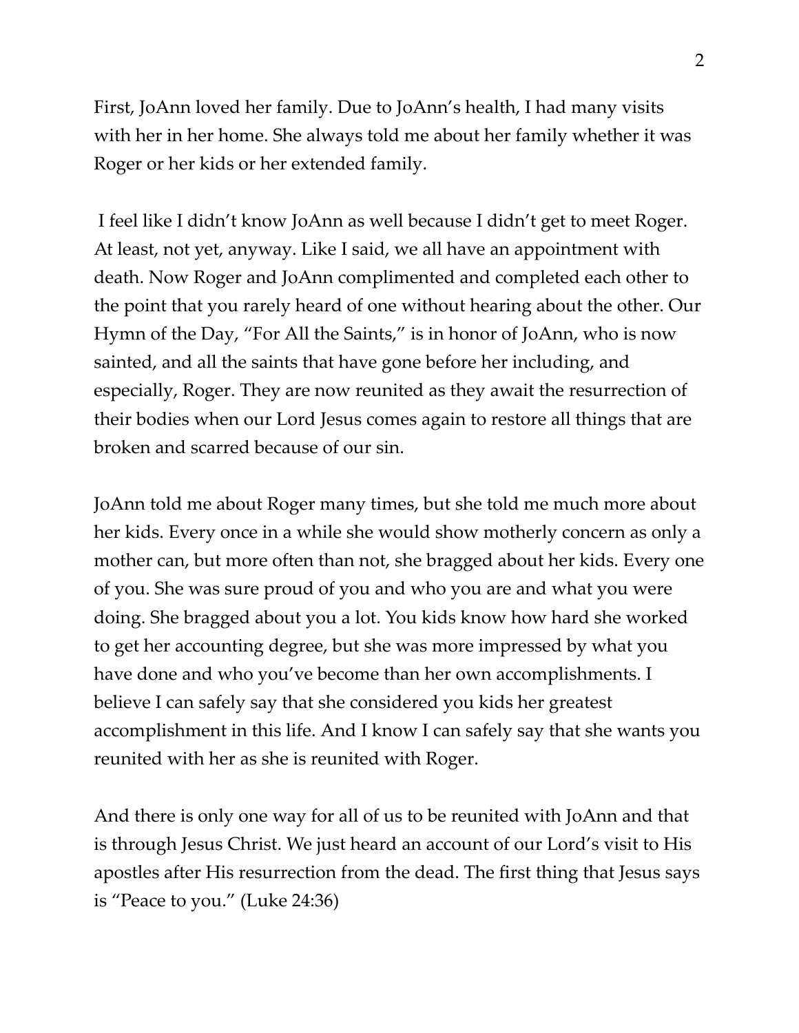First, JoAnn loved her family. Due to JoAnn's health, I had many visits with her in her home. She always told me about her family whether it was Roger or her kids or her extended family.

I feel like I didn't know JoAnn as well because I didn't get to meet Roger. At least, not yet, anyway. Like I said, we all have an appointment with death. Now Roger and JoAnn complimented and completed each other to the point that you rarely heard of one without hearing about the other. Our Hymn of the Day, "For All the Saints," is in honor of JoAnn, who is now sainted, and all the saints that have gone before her including, and especially, Roger. They are now reunited as they await the resurrection of their bodies when our Lord Jesus comes again to restore all things that are broken and scarred because of our sin.

JoAnn told me about Roger many times, but she told me much more about her kids. Every once in a while she would show motherly concern as only a mother can, but more often than not, she bragged about her kids. Every one of you. She was sure proud of you and who you are and what you were doing. She bragged about you a lot. You kids know how hard she worked to get her accounting degree, but she was more impressed by what you have done and who you've become than her own accomplishments. I believe I can safely say that she considered you kids her greatest accomplishment in this life. And I know I can safely say that she wants you reunited with her as she is reunited with Roger.

And there is only one way for all of us to be reunited with JoAnn and that is through Jesus Christ. We just heard an account of our Lord's visit to His apostles after His resurrection from the dead. The first thing that Jesus says is "Peace to you." (Luke 24:36)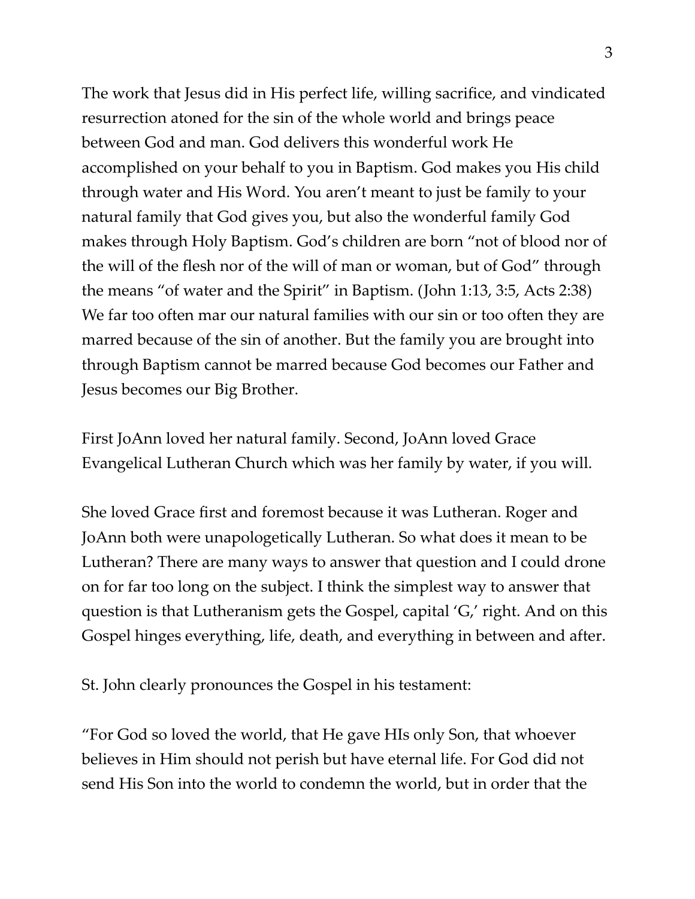The work that Jesus did in His perfect life, willing sacrifice, and vindicated resurrection atoned for the sin of the whole world and brings peace between God and man. God delivers this wonderful work He accomplished on your behalf to you in Baptism. God makes you His child through water and His Word. You aren't meant to just be family to your natural family that God gives you, but also the wonderful family God makes through Holy Baptism. God's children are born "not of blood nor of the will of the flesh nor of the will of man or woman, but of God" through the means "of water and the Spirit" in Baptism. (John 1:13, 3:5, Acts 2:38) We far too often mar our natural families with our sin or too often they are marred because of the sin of another. But the family you are brought into through Baptism cannot be marred because God becomes our Father and Jesus becomes our Big Brother.

First JoAnn loved her natural family. Second, JoAnn loved Grace Evangelical Lutheran Church which was her family by water, if you will.

She loved Grace first and foremost because it was Lutheran. Roger and JoAnn both were unapologetically Lutheran. So what does it mean to be Lutheran? There are many ways to answer that question and I could drone on for far too long on the subject. I think the simplest way to answer that question is that Lutheranism gets the Gospel, capital 'G,' right. And on this Gospel hinges everything, life, death, and everything in between and after.

St. John clearly pronounces the Gospel in his testament:

"For God so loved the world, that He gave HIs only Son, that whoever believes in Him should not perish but have eternal life. For God did not send His Son into the world to condemn the world, but in order that the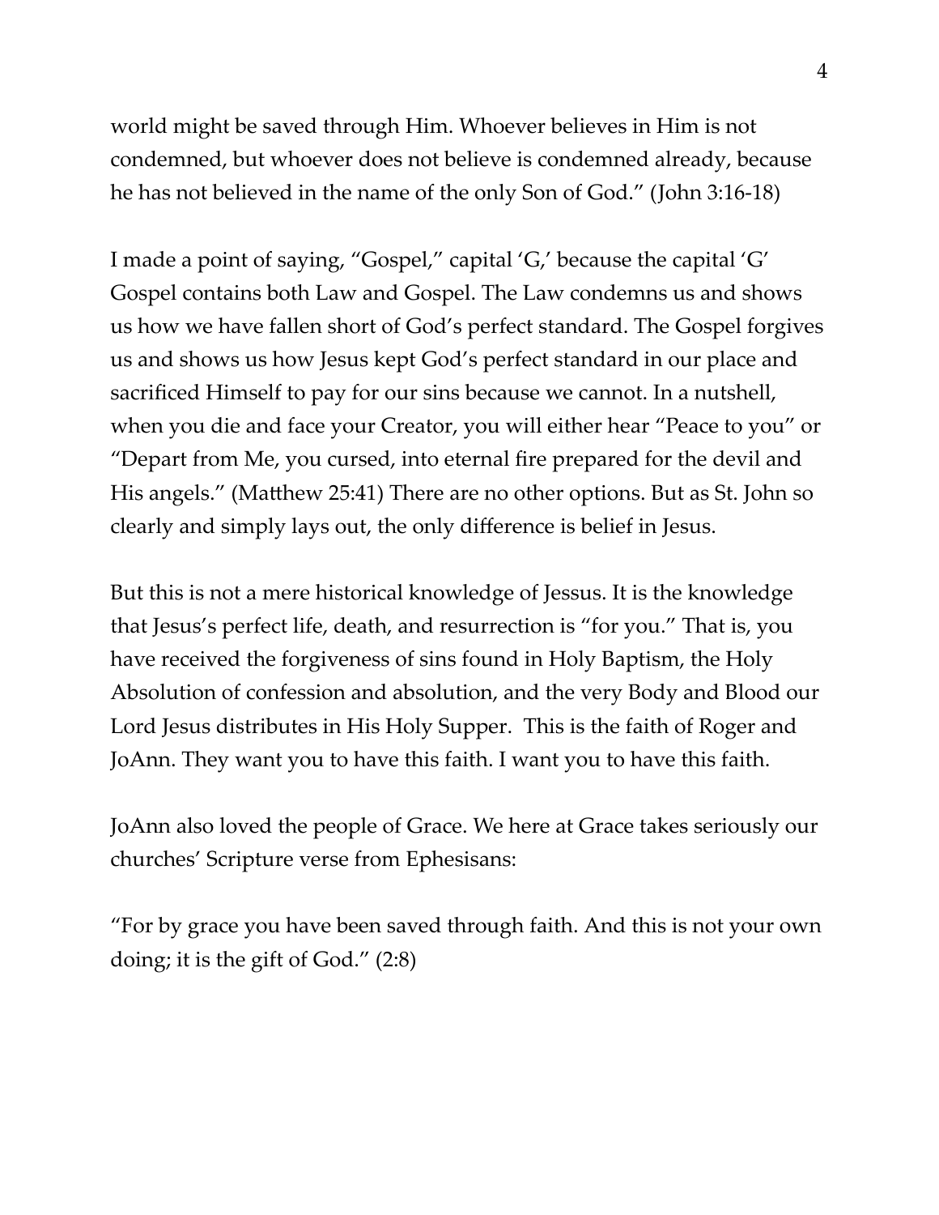world might be saved through Him. Whoever believes in Him is not condemned, but whoever does not believe is condemned already, because he has not believed in the name of the only Son of God." (John 3:16-18)

I made a point of saying, "Gospel," capital 'G,' because the capital 'G' Gospel contains both Law and Gospel. The Law condemns us and shows us how we have fallen short of God's perfect standard. The Gospel forgives us and shows us how Jesus kept God's perfect standard in our place and sacrificed Himself to pay for our sins because we cannot. In a nutshell, when you die and face your Creator, you will either hear "Peace to you" or "Depart from Me, you cursed, into eternal fire prepared for the devil and His angels." (Matthew 25:41) There are no other options. But as St. John so clearly and simply lays out, the only difference is belief in Jesus.

But this is not a mere historical knowledge of Jessus. It is the knowledge that Jesus's perfect life, death, and resurrection is "for you." That is, you have received the forgiveness of sins found in Holy Baptism, the Holy Absolution of confession and absolution, and the very Body and Blood our Lord Jesus distributes in His Holy Supper. This is the faith of Roger and JoAnn. They want you to have this faith. I want you to have this faith.

JoAnn also loved the people of Grace. We here at Grace takes seriously our churches' Scripture verse from Ephesisans:

"For by grace you have been saved through faith. And this is not your own doing; it is the gift of God." (2:8)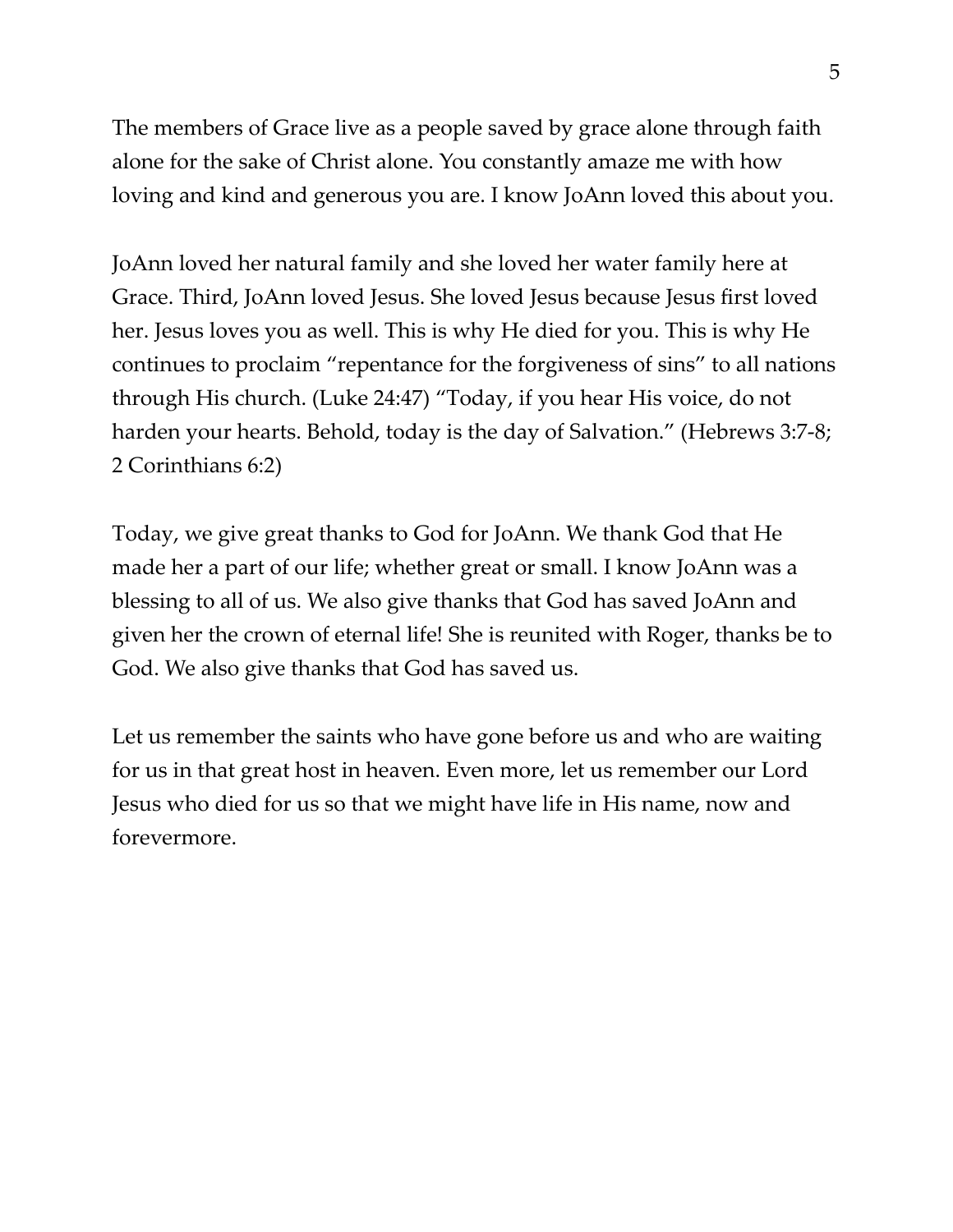The members of Grace live as a people saved by grace alone through faith alone for the sake of Christ alone. You constantly amaze me with how loving and kind and generous you are. I know JoAnn loved this about you.

JoAnn loved her natural family and she loved her water family here at Grace. Third, JoAnn loved Jesus. She loved Jesus because Jesus first loved her. Jesus loves you as well. This is why He died for you. This is why He continues to proclaim "repentance for the forgiveness of sins" to all nations through His church. (Luke 24:47) "Today, if you hear His voice, do not harden your hearts. Behold, today is the day of Salvation." (Hebrews 3:7-8; 2 Corinthians 6:2)

Today, we give great thanks to God for JoAnn. We thank God that He made her a part of our life; whether great or small. I know JoAnn was a blessing to all of us. We also give thanks that God has saved JoAnn and given her the crown of eternal life! She is reunited with Roger, thanks be to God. We also give thanks that God has saved us.

Let us remember the saints who have gone before us and who are waiting for us in that great host in heaven. Even more, let us remember our Lord Jesus who died for us so that we might have life in His name, now and forevermore.